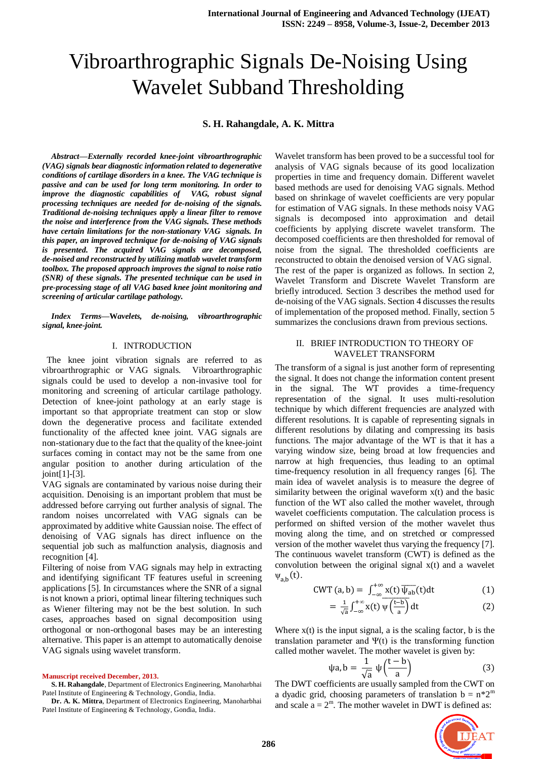# Vibroarthrographic Signals De-Noising Using Wavelet Subband Thresholding

**S. H. Rahangdale, A. K. Mittra**

***Abstract*—*Externally recorded knee-joint vibroarthrographic (VAG) signals bear diagnostic information related to degenerative conditions of cartilage disorders in a knee. The VAG technique is passive and can be used for long term monitoring. In order to improve the diagnostic capabilities of VAG, robust signal processing techniques are needed for de-noising of the signals. Traditional de-noising techniques apply a linear filter to remove the noise and interference from the VAG signals. These methods have certain limitations for the non-stationary VAG signals. In this paper, an improved technique for de-noising of VAG signals is presented. The acquired VAG signals are decomposed, de-noised and reconstructed by utilizing matlab wavelet transform toolbox. The proposed approach improves the signal to noise ratio (SNR) of these signals. The presented technique can be used in pre-processing stage of all VAG based knee joint monitoring and screening of articular cartilage pathology.***

***Index Terms*—*Wavelets, de-noising, vibroarthrographic signal, knee-joint.***

## I. INTRODUCTION

The knee joint vibration signals are referred to as vibroarthrographic or VAG signals. Vibroarthrographic signals could be used to develop a non-invasive tool for monitoring and screening of articular cartilage pathology. Detection of knee-joint pathology at an early stage is important so that appropriate treatment can stop or slow down the degenerative process and facilitate extended functionality of the affected knee joint. VAG signals are non-stationary due to the fact that the quality of the knee-joint surfaces coming in contact may not be the same from one angular position to another during articulation of the joint[1]-[3].

VAG signals are contaminated by various noise during their acquisition. Denoising is an important problem that must be addressed before carrying out further analysis of signal. The random noises uncorrelated with VAG signals can be approximated by additive white Gaussian noise. The effect of denoising of VAG signals has direct influence on the sequential job such as malfunction analysis, diagnosis and recognition [4].

Filtering of noise from VAG signals may help in extracting and identifying significant TF features useful in screening applications [5]. In circumstances where the SNR of a signal is not known a priori, optimal linear filtering techniques such as Wiener filtering may not be the best solution. In such cases, approaches based on signal decomposition using orthogonal or non-orthogonal bases may be an interesting alternative. This paper is an attempt to automatically denoise VAG signals using wavelet transform.

**Manuscript received December, 2013.**

**S. H. Rahangdale**, Department of Electronics Engineering, Manoharbhai Patel Institute of Engineering & Technology, Gondia, India.

**Dr. A. K. Mittra**, Department of Electronics Engineering, Manoharbhai Patel Institute of Engineering & Technology, Gondia, India.

Wavelet transform has been proved to be a successful tool for analysis of VAG signals because of its good localization properties in time and frequency domain. Different wavelet based methods are used for denoising VAG signals. Method based on shrinkage of wavelet coefficients are very popular for estimation of VAG signals. In these methods noisy VAG signals is decomposed into approximation and detail coefficients by applying discrete wavelet transform. The decomposed coefficients are then thresholded for removal of noise from the signal. The thresholded coefficients are reconstructed to obtain the denoised version of VAG signal.

The rest of the paper is organized as follows. In section 2, Wavelet Transform and Discrete Wavelet Transform are briefly introduced. Section 3 describes the method used for de-noising of the VAG signals. Section 4 discusses the results of implementation of the proposed method. Finally, section 5 summarizes the conclusions drawn from previous sections.

## II. BRIEF INTRODUCTION TO THEORY OF WAVELET TRANSFORM

The transform of a signal is just another form of representing the signal. It does not change the information content present in the signal. The WT provides a time-frequency representation of the signal. It uses multi-resolution technique by which different frequencies are analyzed with different resolutions. It is capable of representing signals in different resolutions by dilating and compressing its basis functions. The major advantage of the WT is that it has a varying window size, being broad at low frequencies and narrow at high frequencies, thus leading to an optimal time-frequency resolution in all frequency ranges [6]. The main idea of wavelet analysis is to measure the degree of similarity between the original waveform x(t) and the basic function of the WT also called the mother wavelet, through wavelet coefficients computation. The calculation process is performed on shifted version of the mother wavelet thus moving along the time, and on stretched or compressed version of the mother wavelet thus varying the frequency [7]. The continuous wavelet transform (CWT) is defined as the convolution between the original signal x(t) and a wavelet $\psi_{a,b}(t)$.

$$\mathrm{CWT}\,(a,b) = \int_{-\infty}^{+\infty} x(t)\,\overline{\psi_{ab}}(t)\,dt \tag{1}$$

$$= \frac{1}{\sqrt{a}}\int_{-\infty}^{+\infty} x(t)\,\overline{\psi\left(\frac{t-b}{a}\right)}\,dt \tag{2}$$

Where x(t) is the input signal, a is the scaling factor, b is the translation parameter and $\Psi(t)$ is the transforming function called mother wavelet. The mother wavelet is given by:

$$\psi a,b = \frac{1}{\sqrt{a}}\,\psi\left(\frac{t-b}{a}\right) \tag{3}$$

The DWT coefficients are usually sampled from the CWT on a dyadic grid, choosing parameters of translation $b = n{*}2^m$ and scale $a = 2^m$. The mother wavelet in DWT is defined as: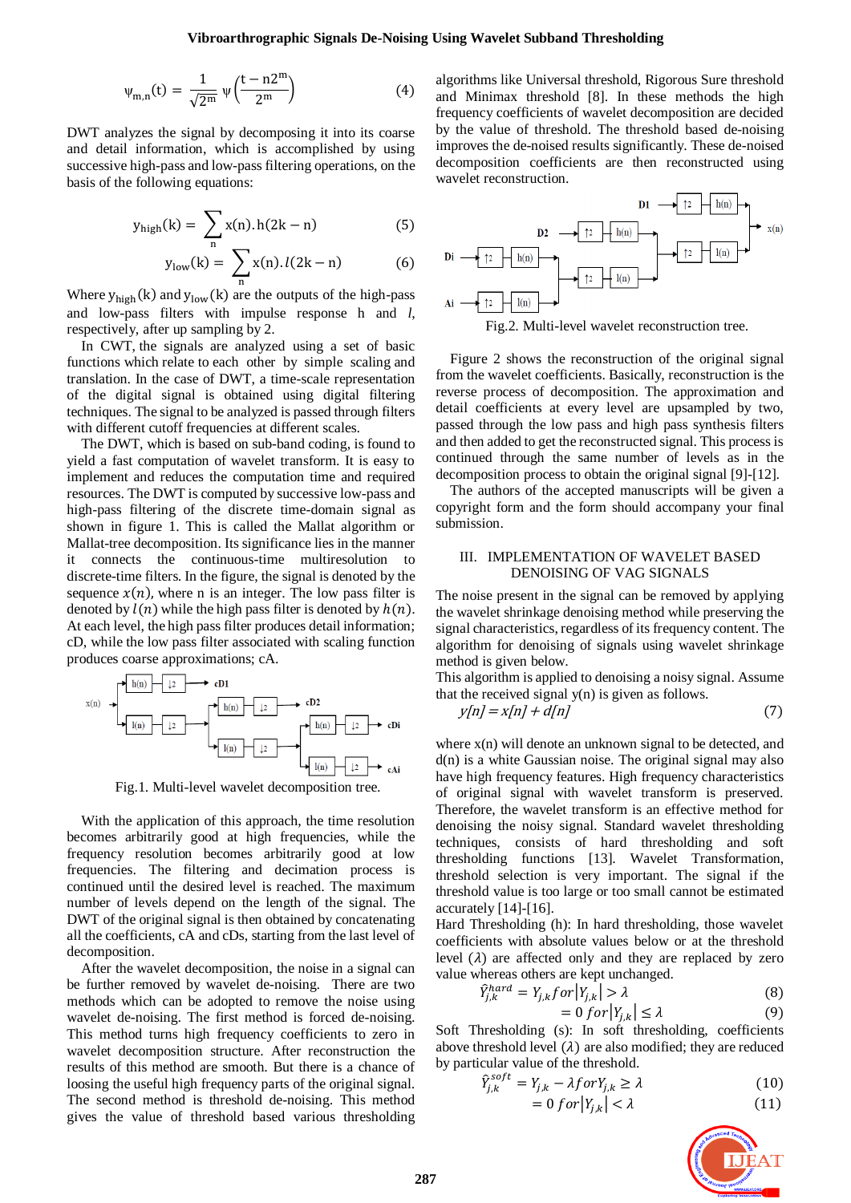$$\psi_{m,n}(t) = \frac{1}{\sqrt{2^m}}\,\psi\left(\frac{t - n2^m}{2^m}\right) \quad (4)$$

DWT analyzes the signal by decomposing it into its coarse and detail information, which is accomplished by using successive high-pass and low-pass filtering operations, on the basis of the following equations:

$$y_{high}(k) = \sum_n x(n).h(2k - n) \quad (5)$$

$$y_{low}(k) = \sum_n x(n).l(2k - n) \quad (6)$$

Where $y_{high}(k)$ and $y_{low}(k)$ are the outputs of the high-pass and low-pass filters with impulse response h and $l$, respectively, after up sampling by 2.

In CWT, the signals are analyzed using a set of basic functions which relate to each other by simple scaling and translation. In the case of DWT, a time-scale representation of the digital signal is obtained using digital filtering techniques. The signal to be analyzed is passed through filters with different cutoff frequencies at different scales.

The DWT, which is based on sub-band coding, is found to yield a fast computation of wavelet transform. It is easy to implement and reduces the computation time and required resources. The DWT is computed by successive low-pass and high-pass filtering of the discrete time-domain signal as shown in figure 1. This is called the Mallat algorithm or Mallat-tree decomposition. Its significance lies in the manner it connects the continuous-time multiresolution to discrete-time filters. In the figure, the signal is denoted by the sequence $x(n)$, where n is an integer. The low pass filter is denoted by $l(n)$ while the high pass filter is denoted by $h(n)$. At each level, the high pass filter produces detail information; cD, while the low pass filter associated with scaling function produces coarse approximations; cA.

Fig.1. Multi-level wavelet decomposition tree.

With the application of this approach, the time resolution becomes arbitrarily good at high frequencies, while the frequency resolution becomes arbitrarily good at low frequencies. The filtering and decimation process is continued until the desired level is reached. The maximum number of levels depend on the length of the signal. The DWT of the original signal is then obtained by concatenating all the coefficients, cA and cDs, starting from the last level of decomposition.

After the wavelet decomposition, the noise in a signal can be further removed by wavelet de-noising. There are two methods which can be adopted to remove the noise using wavelet de-noising. The first method is forced de-noising. This method turns high frequency coefficients to zero in wavelet decomposition structure. After reconstruction the results of this method are smooth. But there is a chance of loosing the useful high frequency parts of the original signal. The second method is threshold de-noising. This method gives the value of threshold based various thresholding algorithms like Universal threshold, Rigorous Sure threshold and Minimax threshold [8]. In these methods the high frequency coefficients of wavelet decomposition are decided by the value of threshold. The threshold based de-noising improves the de-noised results significantly. These de-noised decomposition coefficients are then reconstructed using wavelet reconstruction.

Fig.2. Multi-level wavelet reconstruction tree.

Figure 2 shows the reconstruction of the original signal from the wavelet coefficients. Basically, reconstruction is the reverse process of decomposition. The approximation and detail coefficients at every level are upsampled by two, passed through the low pass and high pass synthesis filters and then added to get the reconstructed signal. This process is continued through the same number of levels as in the decomposition process to obtain the original signal [9]-[12].

The authors of the accepted manuscripts will be given a copyright form and the form should accompany your final submission.

## III. IMPLEMENTATION OF WAVELET BASED DENOISING OF VAG SIGNALS

The noise present in the signal can be removed by applying the wavelet shrinkage denoising method while preserving the signal characteristics, regardless of its frequency content. The algorithm for denoising of signals using wavelet shrinkage method is given below.

This algorithm is applied to denoising a noisy signal. Assume that the received signal y(n) is given as follows.

$$y[n] = x[n] + d[n] \quad (7)$$

where x(n) will denote an unknown signal to be detected, and d(n) is a white Gaussian noise. The original signal may also have high frequency features. High frequency characteristics of original signal with wavelet transform is preserved. Therefore, the wavelet transform is an effective method for denoising the noisy signal. Standard wavelet thresholding techniques, consists of hard thresholding and soft thresholding functions [13]. Wavelet Transformation, threshold selection is very important. The signal if the threshold value is too large or too small cannot be estimated accurately [14]-[16].

Hard Thresholding (h): In hard thresholding, those wavelet coefficients with absolute values below or at the threshold level ($\lambda$) are affected only and they are replaced by zero value whereas others are kept unchanged.

$$\hat{Y}_{j,k}^{hard} = Y_{j,k}\, for\, |Y_{j,k}| > \lambda \quad (8)$$

$$= 0\, for\, |Y_{j,k}| \leq \lambda \quad (9)$$

Soft Thresholding (s): In soft thresholding, coefficients above threshold level ($\lambda$) are also modified; they are reduced by particular value of the threshold.

$$\hat{Y}_{j,k}^{soft} = Y_{j,k} - \lambda\, for Y_{j,k} \geq \lambda \quad (10)$$

$$= 0\, for\, |Y_{j,k}| < \lambda \quad (11)$$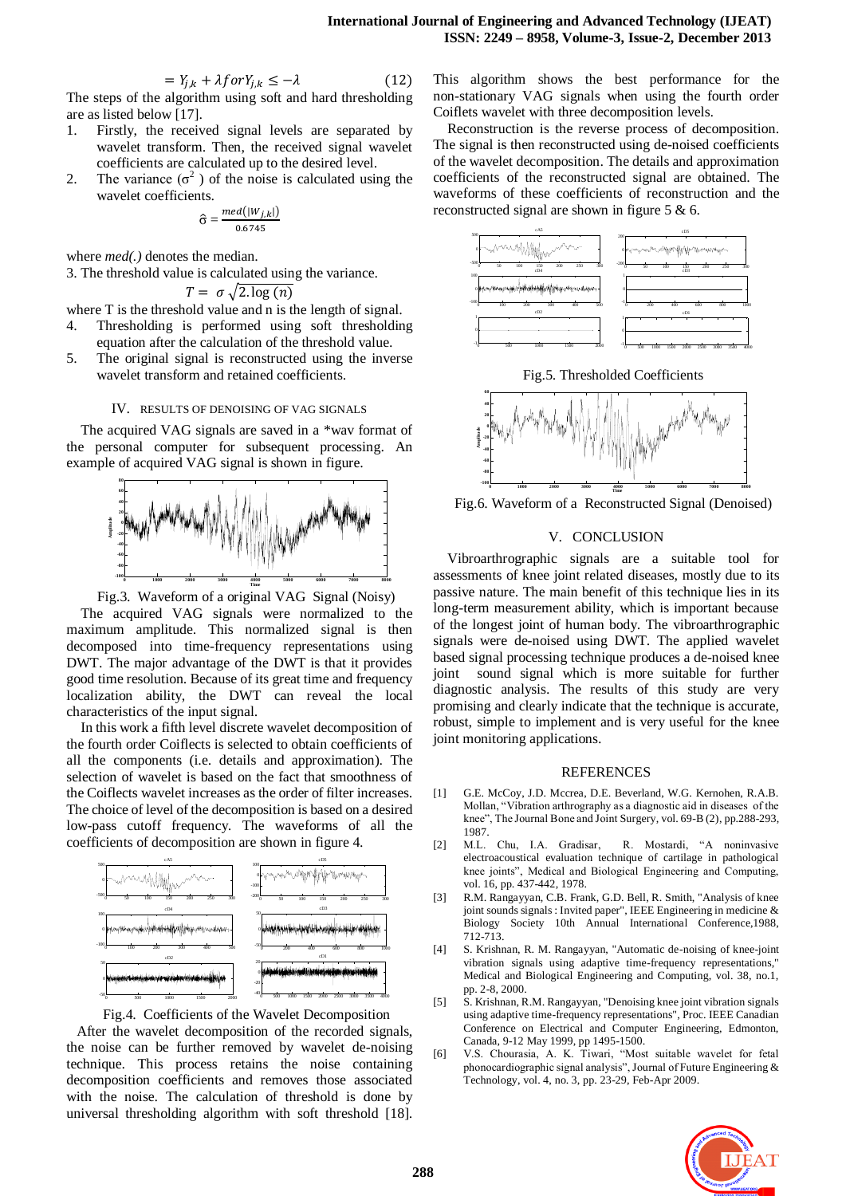$$= Y_{j,k} + \lambda \; for Y_{j,k} \leq -\lambda \quad (12)$$

The steps of the algorithm using soft and hard thresholding are as listed below [17].

1. Firstly, the received signal levels are separated by wavelet transform. Then, the received signal wavelet coefficients are calculated up to the desired level.
2. The variance ($\sigma^2$) of the noise is calculated using the wavelet coefficients.

$$\hat{\sigma} = \frac{med(|W_{j,k}|)}{0.6745}$$

where *med(.)* denotes the median.

3. The threshold value is calculated using the variance.

$$T = \sigma \sqrt{2.\log(n)}$$

where T is the threshold value and n is the length of signal.

4. Thresholding is performed using soft thresholding equation after the calculation of the threshold value.
5. The original signal is reconstructed using the inverse wavelet transform and retained coefficients.

## IV. RESULTS OF DENOISING OF VAG SIGNALS

The acquired VAG signals are saved in a *wav format of the personal computer for subsequent processing. An example of acquired VAG signal is shown in figure.

Fig.3. Waveform of a original VAG Signal (Noisy)

The acquired VAG signals were normalized to the maximum amplitude. This normalized signal is then decomposed into time-frequency representations using DWT. The major advantage of the DWT is that it provides good time resolution. Because of its great time and frequency localization ability, the DWT can reveal the local characteristics of the input signal.

In this work a fifth level discrete wavelet decomposition of the fourth order Coiflects is selected to obtain coefficients of all the components (i.e. details and approximation). The selection of wavelet is based on the fact that smoothness of the Coiflects wavelet increases as the order of filter increases. The choice of level of the decomposition is based on a desired low-pass cutoff frequency. The waveforms of all the coefficients of decomposition are shown in figure 4.

Fig.4. Coefficients of the Wavelet Decomposition

After the wavelet decomposition of the recorded signals, the noise can be further removed by wavelet de-noising technique. This process retains the noise containing decomposition coefficients and removes those associated with the noise. The calculation of threshold is done by universal thresholding algorithm with soft threshold [18]. This algorithm shows the best performance for the non-stationary VAG signals when using the fourth order Coiflets wavelet with three decomposition levels.

Reconstruction is the reverse process of decomposition. The signal is then reconstructed using de-noised coefficients of the wavelet decomposition. The details and approximation coefficients of the reconstructed signal are obtained. The waveforms of these coefficients of reconstruction and the reconstructed signal are shown in figure 5 & 6.

Fig.5. Thresholded Coefficients

Fig.6. Waveform of a Reconstructed Signal (Denoised)

## V. CONCLUSION

Vibroarthrographic signals are a suitable tool for assessments of knee joint related diseases, mostly due to its passive nature. The main benefit of this technique lies in its long-term measurement ability, which is important because of the longest joint of human body. The vibroarthrographic signals were de-noised using DWT. The applied wavelet based signal processing technique produces a de-noised knee joint sound signal which is more suitable for further diagnostic analysis. The results of this study are very promising and clearly indicate that the technique is accurate, robust, simple to implement and is very useful for the knee joint monitoring applications.

## REFERENCES

[1] G.E. McCoy, J.D. Mccrea, D.E. Beverland, W.G. Kernohen, R.A.B. Mollan, "Vibration arthrography as a diagnostic aid in diseases of the knee", The Journal Bone and Joint Surgery, vol. 69-B (2), pp.288-293, 1987.

[2] M.L. Chu, I.A. Gradisar, R. Mostardi, "A noninvasive electroacoustical evaluation technique of cartilage in pathological knee joints", Medical and Biological Engineering and Computing, vol. 16, pp. 437-442, 1978.

[3] R.M. Rangayyan, C.B. Frank, G.D. Bell, R. Smith, "Analysis of knee joint sounds signals : Invited paper", IEEE Engineering in medicine & Biology Society 10th Annual International Conference,1988, 712-713.

[4] S. Krishnan, R. M. Rangayyan, "Automatic de-noising of knee-joint vibration signals using adaptive time-frequency representations", Medical and Biological Engineering and Computing, vol. 38, no.1, pp. 2-8, 2000.

[5] S. Krishnan, R.M. Rangayyan, "Denoising knee joint vibration signals using adaptive time-frequency representations", Proc. IEEE Canadian Conference on Electrical and Computer Engineering, Edmonton, Canada, 9-12 May 1999, pp 1495-1500.

[6] V.S. Chourasia, A. K. Tiwari, "Most suitable wavelet for fetal phonocardiographic signal analysis", Journal of Future Engineering & Technology, vol. 4, no. 3, pp. 23-29, Feb-Apr 2009.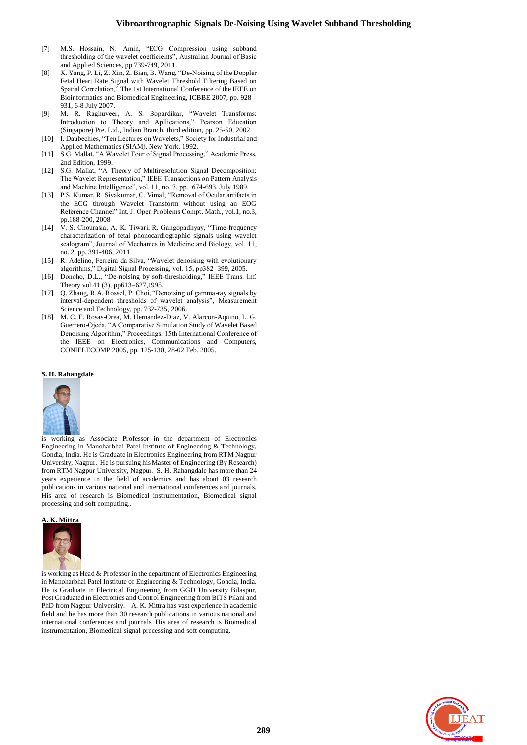[7] M.S. Hossain, N. Amin, "ECG Compression using subband thresholding of the wavelet coefficients", Australian Journal of Basic and Applied Sciences, pp 739-749, 2011.

[8] X. Yang, P. Li, Z. Xin, Z. Bian, B. Wang, "De-Noising of the Doppler Fetal Heart Rate Signal with Wavelet Threshold Filtering Based on Spatial Correlation," The 1st International Conference of the IEEE on Bioinformatics and Biomedical Engineering, ICBBE 2007, pp. 928 – 931, 6-8 July 2007.

[9] M. R. Raghuveer, A. S. Bopardikar, "Wavelet Transforms: Introduction to Theory and Apllications," Pearson Education (Singapore) Pte. Ltd., Indian Branch, third edition, pp. 25-50, 2002.

[10] I. Daubechies, "Ten Lectures on Wavelets," Society for Industrial and Applied Mathematics (SIAM), New York, 1992.

[11] S.G. Mallat, "A Wavelet Tour of Signal Processing," Academic Press, 2nd Edition, 1999.

[12] S.G. Mallat, "A Theory of Multiresolution Signal Decomposition: The Wavelet Representation," IEEE Transactions on Pattern Analysis and Machine Intelligence", vol. 11, no. 7, pp. 674-693, July 1989.

[13] P.S. Kumar, R. Sivakumar, C. Vimal, "Removal of Ocular artifacts in the ECG through Wavelet Transform without using an EOG Reference Channel" Int. J. Open Problems Compt. Math., vol.1, no.3, pp.188-200, 2008

[14] V. S. Chourasia, A. K. Tiwari, R. Gangopadhyay, "Time-frequency characterization of fetal phonocardiographic signals using wavelet scalogram", Journal of Mechanics in Medicine and Biology, vol. 11, no. 2, pp. 391-406, 2011.

[15] R. Adelino, Ferreira da Silva, "Wavelet denoising with evolutionary algorithms," Digital Signal Processing, vol. 15, pp382–399, 2005.

[16] Donoho, D.L., "De-noising by soft-thresholding," IEEE Trans. Inf. Theory vol.41 (3), pp613–627,1995.

[17] Q. Zhang, R.A. Rossel, P. Choi, "Denoising of gamma-ray signals by interval-dependent thresholds of wavelet analysis", Measurement Science and Technology, pp. 732-735, 2006.

[18] M. C. E. Rosas-Orea, M. Hernandez-Diaz, V. Alarcon-Aquino, L. G. Guerrero-Ojeda, "A Comparative Simulation Study of Wavelet Based Denoising Algorithm," Proceedings. 15th International Conference of the IEEE on Electronics, Communications and Computers, CONIELECOMP 2005, pp. 125-130, 28-02 Feb. 2005.

**S. H. Rahangdale**

is working as Associate Professor in the department of Electronics Engineering in Manoharbhai Patel Institute of Engineering & Technology, Gondia, India. He is Graduate in Electronics Engineering from RTM Nagpur University, Nagpur. He is pursuing his Master of Engineering (By Research) from RTM Nagpur University, Nagpur. S. H. Rahangdale has more than 24 years experience in the field of academics and has about 03 research publications in various national and international conferences and journals. His area of research is Biomedical instrumentation, Biomedical signal processing and soft computing..

**A. K. Mittra**

is working as Head & Professor in the department of Electronics Engineering in Manoharbhai Patel Institute of Engineering & Technology, Gondia, India. He is Graduate in Electrical Engineering from GGD University Bilaspur, Post Graduated in Electronics and Control Engineering from BITS Pilani and PhD from Nagpur University. A. K. Mittra has vast experience in academic field and he has more than 30 research publications in various national and international conferences and journals. His area of research is Biomedical instrumentation, Biomedical signal processing and soft computing.